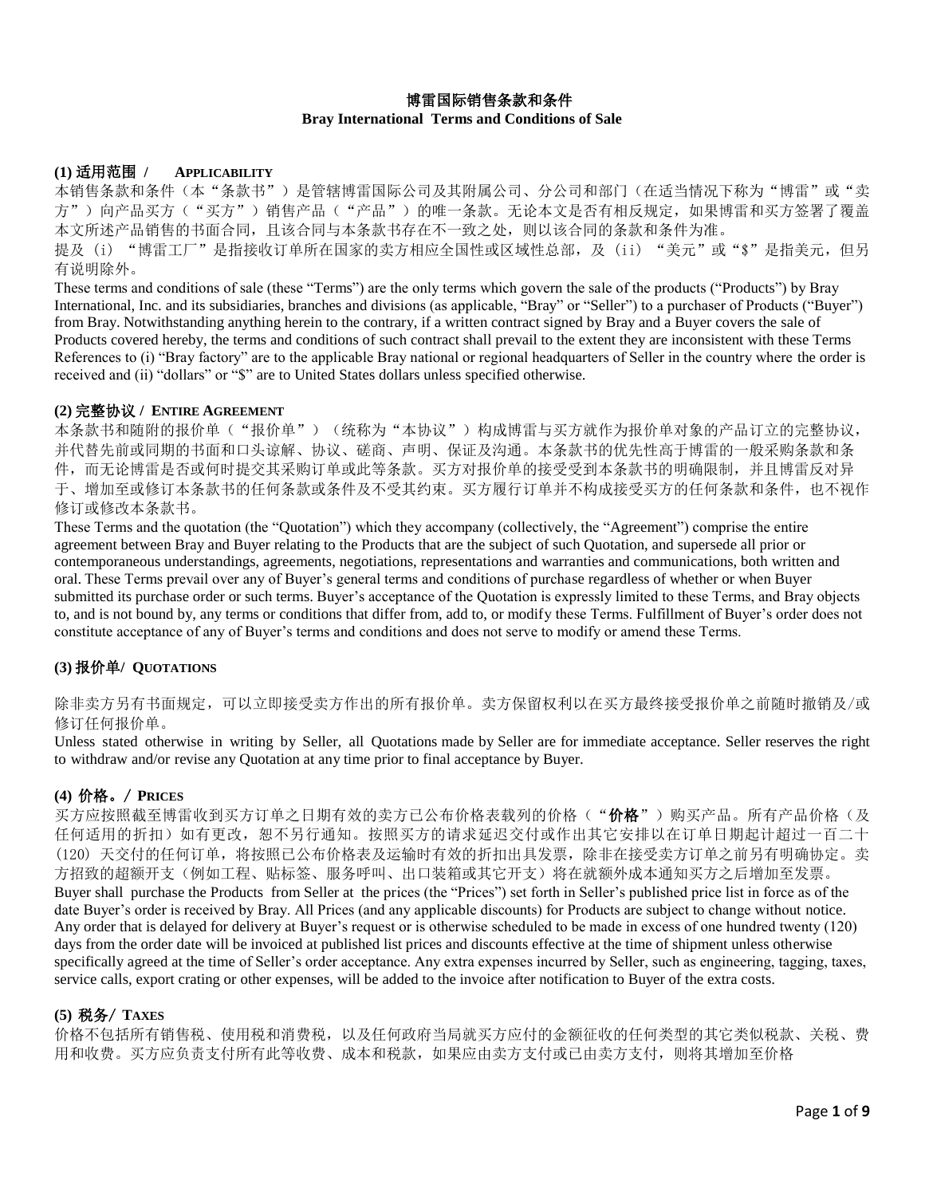# 博雷国际销售条款和条件
# Bray International Terms and Conditions of Sale

## (1) 适用范围 / APPLICABILITY

本销售条款和条件（本“条款书”）是管辖博雷国际公司及其附属公司、分公司和部门（在适当情况下称为“博雷”或“卖方”）向产品买方（“买方”）销售产品（“产品”）的唯一条款。无论本文是否有相反规定，如果博雷和买方签署了覆盖本文所述产品销售的书面合同，且该合同与本条款书存在不一致之处，则以该合同的条款和条件为准。

提及（i）“博雷工厂”是指接收订单所在国家的卖方相应全国性或区域性总部，及（ii）“美元”或“$”是指美元，但另有说明除外。

These terms and conditions of sale (these “Terms”) are the only terms which govern the sale of the products (“Products”) by Bray International, Inc. and its subsidiaries, branches and divisions (as applicable, “Bray” or “Seller”) to a purchaser of Products (“Buyer”) from Bray. Notwithstanding anything herein to the contrary, if a written contract signed by Bray and a Buyer covers the sale of Products covered hereby, the terms and conditions of such contract shall prevail to the extent they are inconsistent with these Terms References to (i) “Bray factory” are to the applicable Bray national or regional headquarters of Seller in the country where the order is received and (ii) “dollars” or “$” are to United States dollars unless specified otherwise.

## (2) 完整协议 / ENTIRE AGREEMENT

本条款书和随附的报价单（“报价单”）（统称为“本协议”）构成博雷与买方就作为报价单对象的产品订立的完整协议，并代替先前或同期的书面和口头谅解、协议、磋商、声明、保证及沟通。本条款书的优先性高于博雷的一般采购条款和条件，而无论博雷是否或何时提交其采购订单或此等条款。买方对报价单的接受受到本条款书的明确限制，并且博雷反对异于、增加至或修订本条款书的任何条款或条件及不受其约束。买方履行订单并不构成接受买方的任何条款和条件，也不视作修订或修改本条款书。

These Terms and the quotation (the “Quotation”) which they accompany (collectively, the “Agreement”) comprise the entire agreement between Bray and Buyer relating to the Products that are the subject of such Quotation, and supersede all prior or contemporaneous understandings, agreements, negotiations, representations and warranties and communications, both written and oral. These Terms prevail over any of Buyer’s general terms and conditions of purchase regardless of whether or when Buyer submitted its purchase order or such terms. Buyer’s acceptance of the Quotation is expressly limited to these Terms, and Bray objects to, and is not bound by, any terms or conditions that differ from, add to, or modify these Terms. Fulfillment of Buyer’s order does not constitute acceptance of any of Buyer’s terms and conditions and does not serve to modify or amend these Terms.

## (3) 报价单/ QUOTATIONS

除非卖方另有书面规定，可以立即接受卖方作出的所有报价单。卖方保留权利以在买方最终接受报价单之前随时撤销及/或修订任何报价单。

Unless stated otherwise in writing by Seller, all Quotations made by Seller are for immediate acceptance. Seller reserves the right to withdraw and/or revise any Quotation at any time prior to final acceptance by Buyer.

## (4) 价格。/ PRICES

买方应按照截至博雷收到买方订单之日期有效的卖方已公布价格表载列的价格（“**价格**”）购买产品。所有产品价格（及任何适用的折扣）如有更改，恕不另行通知。按照买方的请求延迟交付或作出其它安排以在订单日期起计超过一百二十（120）天交付的任何订单，将按照已公布价格表及运输时有效的折扣出具发票，除非在接受卖方订单之前另有明确协定。卖方招致的超额开支（例如工程、贴标签、服务呼叫、出口装箱或其它开支）将在就额外成本通知买方之后增加至发票。

Buyer shall purchase the Products from Seller at the prices (the “Prices”) set forth in Seller’s published price list in force as of the date Buyer’s order is received by Bray. All Prices (and any applicable discounts) for Products are subject to change without notice. Any order that is delayed for delivery at Buyer’s request or is otherwise scheduled to be made in excess of one hundred twenty (120) days from the order date will be invoiced at published list prices and discounts effective at the time of shipment unless otherwise specifically agreed at the time of Seller’s order acceptance. Any extra expenses incurred by Seller, such as engineering, tagging, taxes, service calls, export crating or other expenses, will be added to the invoice after notification to Buyer of the extra costs.

## (5) 税务/ TAXES

价格不包括所有销售税、使用税和消费税，以及任何政府当局就买方应付的金额征收的任何类型的其它类似税款、关税、费用和收费。买方应负责支付所有此等收费、成本和税款，如果应由卖方支付或已由卖方支付，则将其增加至价格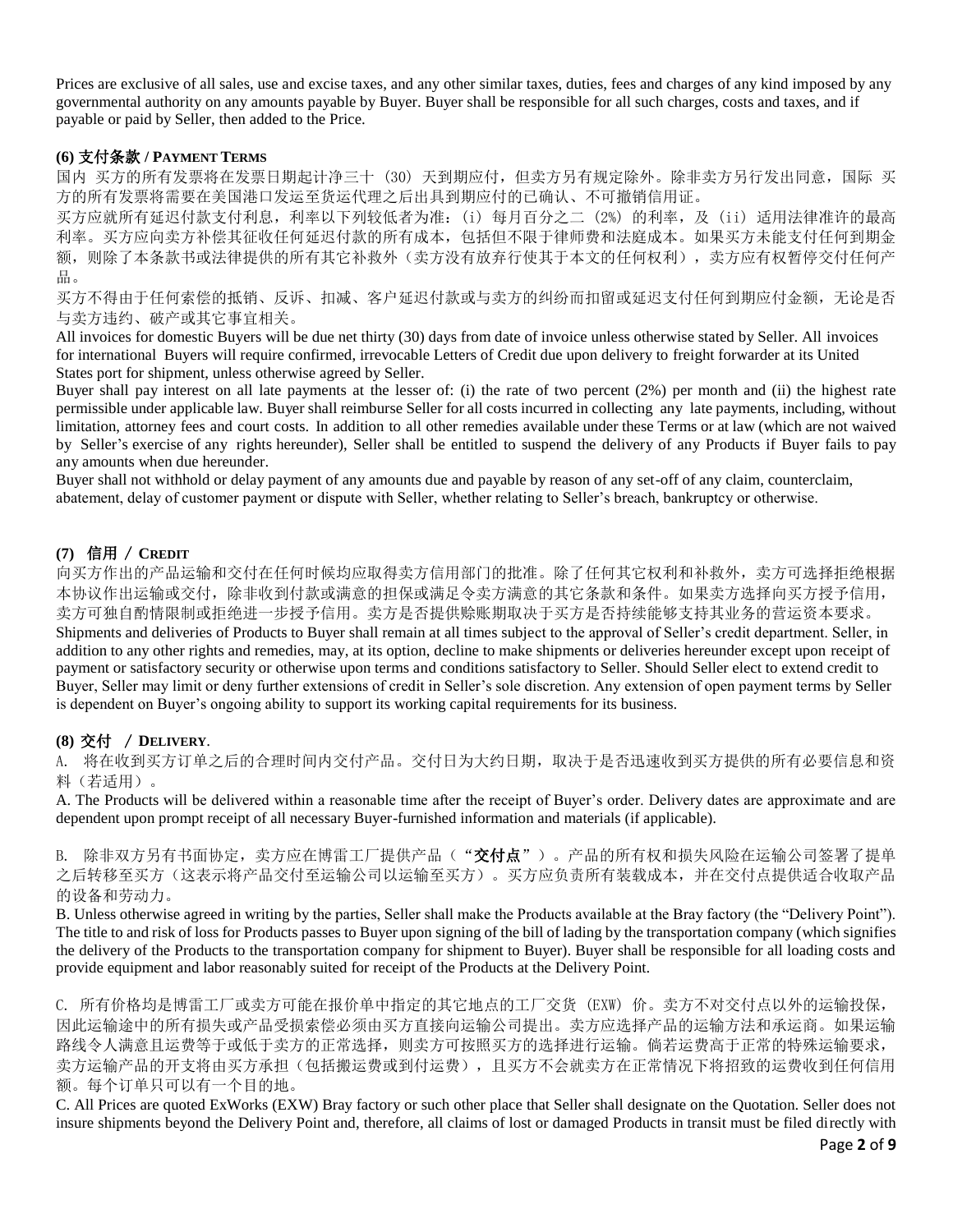Prices are exclusive of all sales, use and excise taxes, and any other similar taxes, duties, fees and charges of any kind imposed by any governmental authority on any amounts payable by Buyer. Buyer shall be responsible for all such charges, costs and taxes, and if payable or paid by Seller, then added to the Price.

### (6) 支付条款 / PAYMENT TERMS

国内 买方的所有发票将在发票日期起计净三十（30）天到期应付，但卖方另有规定除外。除非卖方另行发出同意，国际 买方的所有发票将需要在美国港口发运至货运代理之后出具到期应付的已确认、不可撤销信用证。

买方应就所有延迟付款支付利息，利率以下列较低者为准：（i）每月百分之二（2%）的利率，及（ii）适用法律准许的最高利率。买方应向卖方补偿其征收任何延迟付款的所有成本，包括但不限于律师费和法庭成本。如果买方未能支付任何到期金额，则除了本条款书或法律提供的所有其它补救外（卖方没有放弃行使其于本文的任何权利），卖方应有权暂停交付任何产品。

买方不得由于任何索偿的抵销、反诉、扣减、客户延迟付款或与卖方的纠纷而扣留或延迟支付任何到期应付金额，无论是否与卖方违约、破产或其它事宜相关。

All invoices for domestic Buyers will be due net thirty (30) days from date of invoice unless otherwise stated by Seller. All invoices for international Buyers will require confirmed, irrevocable Letters of Credit due upon delivery to freight forwarder at its United States port for shipment, unless otherwise agreed by Seller.

Buyer shall pay interest on all late payments at the lesser of: (i) the rate of two percent (2%) per month and (ii) the highest rate permissible under applicable law. Buyer shall reimburse Seller for all costs incurred in collecting any late payments, including, without limitation, attorney fees and court costs. In addition to all other remedies available under these Terms or at law (which are not waived by Seller's exercise of any rights hereunder), Seller shall be entitled to suspend the delivery of any Products if Buyer fails to pay any amounts when due hereunder.

Buyer shall not withhold or delay payment of any amounts due and payable by reason of any set-off of any claim, counterclaim, abatement, delay of customer payment or dispute with Seller, whether relating to Seller's breach, bankruptcy or otherwise.

### (7) 信用 / CREDIT

向买方作出的产品运输和交付在任何时候均应取得卖方信用部门的批准。除了任何其它权利和补救外，卖方可选择拒绝根据本协议作出运输或交付，除非收到付款或满意的担保或满足令卖方满意的其它条款和条件。如果卖方选择向买方授予信用，卖方可独自酌情限制或拒绝进一步授予信用。卖方是否提供赊账期取决于买方是否持续能够支持其业务的营运资本要求。

Shipments and deliveries of Products to Buyer shall remain at all times subject to the approval of Seller's credit department. Seller, in addition to any other rights and remedies, may, at its option, decline to make shipments or deliveries hereunder except upon receipt of payment or satisfactory security or otherwise upon terms and conditions satisfactory to Seller. Should Seller elect to extend credit to Buyer, Seller may limit or deny further extensions of credit in Seller's sole discretion. Any extension of open payment terms by Seller is dependent on Buyer's ongoing ability to support its working capital requirements for its business.

### (8) 交付 / DELIVERY.

A. 将在收到买方订单之后的合理时间内交付产品。交付日为大约日期，取决于是否迅速收到买方提供的所有必要信息和资料（若适用）。

A. The Products will be delivered within a reasonable time after the receipt of Buyer's order. Delivery dates are approximate and are dependent upon prompt receipt of all necessary Buyer-furnished information and materials (if applicable).

B. 除非双方另有书面协定，卖方应在博雷工厂提供产品（**"交付点"**）。产品的所有权和损失风险在运输公司签署了提单之后转移至买方（这表示将产品交付至运输公司以运输至买方）。买方应负责所有装载成本，并在交付点提供适合收取产品的设备和劳动力。

B. Unless otherwise agreed in writing by the parties, Seller shall make the Products available at the Bray factory (the "Delivery Point"). The title to and risk of loss for Products passes to Buyer upon signing of the bill of lading by the transportation company (which signifies the delivery of the Products to the transportation company for shipment to Buyer). Buyer shall be responsible for all loading costs and provide equipment and labor reasonably suited for receipt of the Products at the Delivery Point.

C. 所有价格均是博雷工厂或卖方可能在报价单中指定的其它地点的工厂交货（EXW）价。卖方不对交付点以外的运输投保，因此运输途中的所有损失或产品受损索偿必须由买方直接向运输公司提出。卖方应选择产品的运输方法和承运商。如果运输路线令人满意且运费等于或低于卖方的正常选择，则卖方可按照买方的选择进行运输。倘若运费高于正常的特殊运输要求，卖方运输产品的开支将由买方承担（包括搬运费或到付运费），且买方不会就卖方在正常情况下将招致的运费收到任何信用额。每个订单只可以有一个目的地。

C. All Prices are quoted ExWorks (EXW) Bray factory or such other place that Seller shall designate on the Quotation. Seller does not insure shipments beyond the Delivery Point and, therefore, all claims of lost or damaged Products in transit must be filed directly with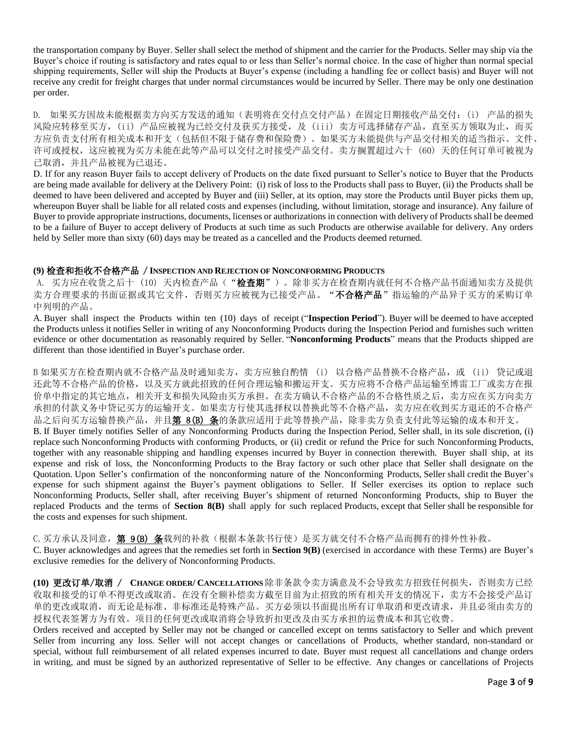the transportation company by Buyer. Seller shall select the method of shipment and the carrier for the Products. Seller may ship via the Buyer's choice if routing is satisfactory and rates equal to or less than Seller's normal choice. In the case of higher than normal special shipping requirements, Seller will ship the Products at Buyer's expense (including a handling fee or collect basis) and Buyer will not receive any credit for freight charges that under normal circumstances would be incurred by Seller. There may be only one destination per order.

D. 如果买方因故未能根据卖方向买方发送的通知（表明将在交付点交付产品）在固定日期接收产品交付：(i) 产品的损失风险应转移至买方，(ii) 产品应被视为已经交付及获买方接受，及 (iii) 卖方可选择储存产品，直至买方领取为止，而买方应负责支付所有相关成本和开支（包括但不限于储存费和保险费）。如果买方未能提供与产品交付相关的适当指示、文件、许可或授权，这应被视为买方未能在此等产品可以交付之时接受产品交付。卖方搁置超过六十 (60) 天的任何订单可被视为已取消，并且产品被视为已退还。

D. If for any reason Buyer fails to accept delivery of Products on the date fixed pursuant to Seller's notice to Buyer that the Products are being made available for delivery at the Delivery Point: (i) risk of loss to the Products shall pass to Buyer, (ii) the Products shall be deemed to have been delivered and accepted by Buyer and (iii) Seller, at its option, may store the Products until Buyer picks them up, whereupon Buyer shall be liable for all related costs and expenses (including, without limitation, storage and insurance). Any failure of Buyer to provide appropriate instructions, documents, licenses or authorizations in connection with delivery of Products shall be deemed to be a failure of Buyer to accept delivery of Products at such time as such Products are otherwise available for delivery. Any orders held by Seller more than sixty (60) days may be treated as a cancelled and the Products deemed returned.

### (9) 检查和拒收不合格产品 / INSPECTION AND REJECTION OF NONCONFORMING PRODUCTS

A. 买方应在收货之后十 (10) 天内检查产品（"**检查期**"）。除非买方在检查期内就任何不合格产品书面通知卖方及提供卖方合理要求的书面证据或其它文件，否则买方应被视为已接受产品。"**不合格产品**"指运输的产品异于买方的采购订单中列明的产品。

A. Buyer shall inspect the Products within ten (10) days of receipt ("**Inspection Period**"). Buyer will be deemed to have accepted the Products unless it notifies Seller in writing of any Nonconforming Products during the Inspection Period and furnishes such written evidence or other documentation as reasonably required by Seller. "**Nonconforming Products**" means that the Products shipped are different than those identified in Buyer's purchase order.

B 如果买方在检查期内就不合格产品及时通知卖方，卖方应独自酌情 (i) 以合格产品替换不合格产品，或 (ii) 贷记或退还此等不合格产品的价格，以及买方就此招致的任何合理运输和搬运开支。买方应将不合格产品运输至博雷工厂或卖方在报价单中指定的其它地点，相关开支和损失风险由买方承担。在卖方确认不合格产品的不合格性质之后，卖方应在买方向卖方承担的付款义务中贷记买方的运输开支。如果卖方行使其选择权以替换此等不合格产品，卖方应在收到买方退还的不合格产品之后向买方运输替换产品，并且**第 8(B) 条**的条款应适用于此等替换产品，除非卖方负责支付此等运输的成本和开支。

B. If Buyer timely notifies Seller of any Nonconforming Products during the Inspection Period, Seller shall, in its sole discretion, (i) replace such Nonconforming Products with conforming Products, or (ii) credit or refund the Price for such Nonconforming Products, together with any reasonable shipping and handling expenses incurred by Buyer in connection therewith. Buyer shall ship, at its expense and risk of loss, the Nonconforming Products to the Bray factory or such other place that Seller shall designate on the Quotation. Upon Seller's confirmation of the nonconforming nature of the Nonconforming Products, Seller shall credit the Buyer's expense for such shipment against the Buyer's payment obligations to Seller. If Seller exercises its option to replace such Nonconforming Products, Seller shall, after receiving Buyer's shipment of returned Nonconforming Products, ship to Buyer the replaced Products and the terms of **Section 8(B)** shall apply for such replaced Products, except that Seller shall be responsible for the costs and expenses for such shipment.

C. 买方承认及同意，**第 9(B) 条**载列的补救（根据本条款书行使）是买方就交付不合格产品而拥有的排外性补救。

C. Buyer acknowledges and agrees that the remedies set forth in **Section 9(B)** (exercised in accordance with these Terms) are Buyer's exclusive remedies for the delivery of Nonconforming Products.

**(10) 更改订单/取消 / CHANGE ORDER/ CANCELLATIONS** 除非条款令卖方满意及不会导致卖方招致任何损失，否则卖方已经收取和接受的订单不得更改或取消。在没有全额补偿卖方截至目前为止招致的所有相关开支的情况下，卖方不会接受产品订单的更改或取消，而无论是标准、非标准还是特殊产品。买方必须以书面提出所有订单取消和更改请求，并且必须由卖方的授权代表签署方为有效。项目的任何更改或取消将会导致折扣更改及由买方承担的运费成本和其它收费。

Orders received and accepted by Seller may not be changed or cancelled except on terms satisfactory to Seller and which prevent Seller from incurring any loss. Seller will not accept changes or cancellations of Products, whether standard, non-standard or special, without full reimbursement of all related expenses incurred to date. Buyer must request all cancellations and change orders in writing, and must be signed by an authorized representative of Seller to be effective. Any changes or cancellations of Projects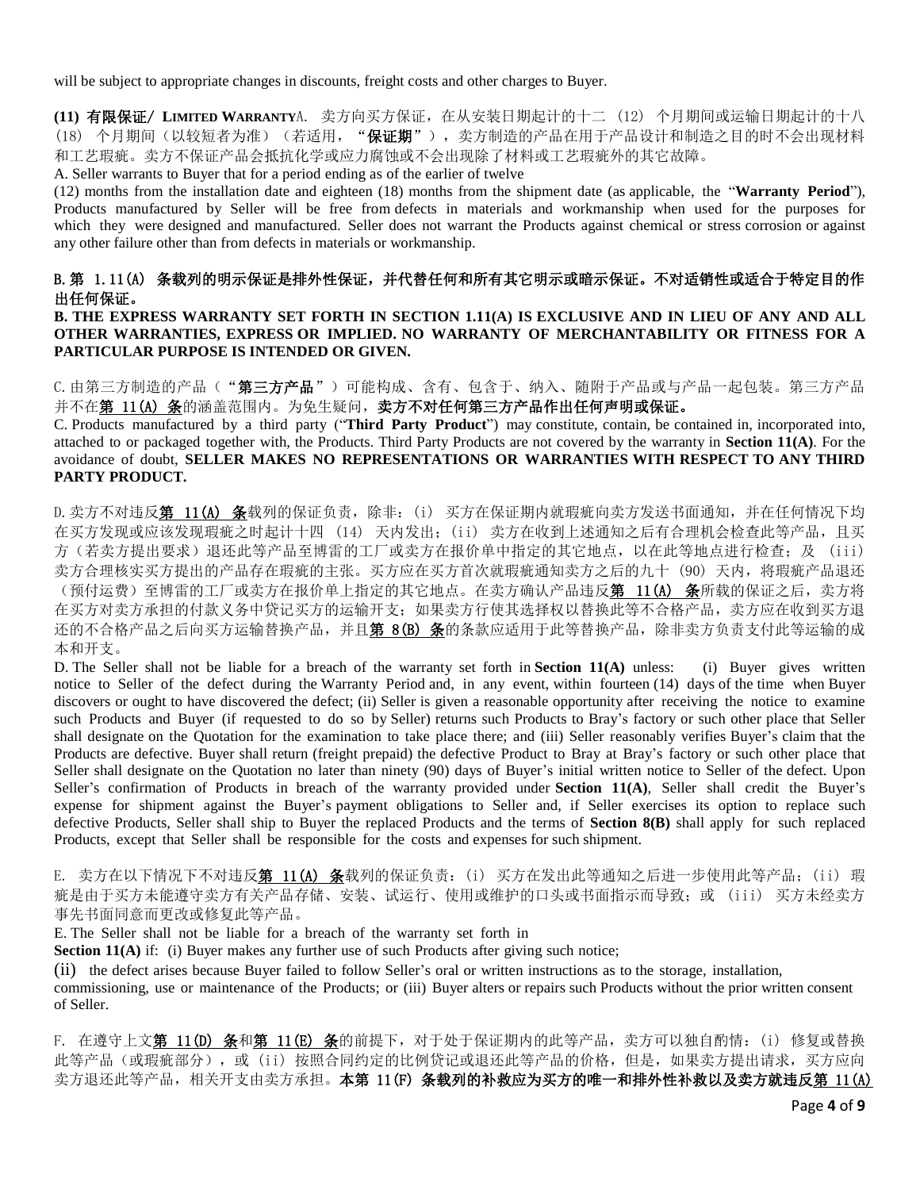will be subject to appropriate changes in discounts, freight costs and other charges to Buyer.

**(11) 有限保证/ LIMITED WARRANTY**A. 卖方向买方保证，在从安装日期起计的十二 (12) 个月期间或运输日期起计的十八 (18) 个月期间（以较短者为准）（若适用，**"保证期"**），卖方制造的产品在用于产品设计和制造之目的时不会出现材料和工艺瑕疵。卖方不保证产品会抵抗化学或应力腐蚀或不会出现除了材料或工艺瑕疵外的其它故障。

A. Seller warrants to Buyer that for a period ending as of the earlier of twelve (12) months from the installation date and eighteen (18) months from the shipment date (as applicable, the "**Warranty Period**"), Products manufactured by Seller will be free from defects in materials and workmanship when used for the purposes for which they were designed and manufactured. Seller does not warrant the Products against chemical or stress corrosion or against any other failure other than from defects in materials or workmanship.

**B. 第 1.11(A) 条载列的明示保证是排外性保证，并代替任何和所有其它明示或暗示保证。不对适销性或适合于特定目的作出任何保证。**

**B. THE EXPRESS WARRANTY SET FORTH IN SECTION 1.11(A) IS EXCLUSIVE AND IN LIEU OF ANY AND ALL OTHER WARRANTIES, EXPRESS OR IMPLIED. NO WARRANTY OF MERCHANTABILITY OR FITNESS FOR A PARTICULAR PURPOSE IS INTENDED OR GIVEN.**

C. 由第三方制造的产品（**"第三方产品"**）可能构成、含有、包含于、纳入、随附于产品或与产品一起包装。第三方产品并不在<u>第 11(A) 条</u>的涵盖范围内。为免生疑问，**卖方不对任何第三方产品作出任何声明或保证。**

C. Products manufactured by a third party ("**Third Party Product**") may constitute, contain, be contained in, incorporated into, attached to or packaged together with, the Products. Third Party Products are not covered by the warranty in **Section 11(A)**. For the avoidance of doubt, **SELLER MAKES NO REPRESENTATIONS OR WARRANTIES WITH RESPECT TO ANY THIRD PARTY PRODUCT.**

D. 卖方不对违反<u>第 11(A) 条</u>载列的保证负责，除非：(i) 买方在保证期内就瑕疵向卖方发送书面通知，并在任何情况下均在买方发现或应该发现瑕疵之时起计十四 (14) 天内发出；(ii) 卖方在收到上述通知之后有合理机会检查此等产品，且买方（若卖方提出要求）退还此等产品至博雷的工厂或卖方在报价单中指定的其它地点，以在此等地点进行检查；及 (iii) 卖方合理核实买方提出的产品存在瑕疵的主张。买方应在买方首次就瑕疵通知卖方之后的九十 (90) 天内，将瑕疵产品退还（预付运费）至博雷的工厂或卖方在报价单上指定的其它地点。在卖方确认产品违反<u>第 11(A) 条</u>所载的保证之后，卖方将在买方对卖方承担的付款义务中贷记买方的运输开支；如果卖方行使其选择权以替换此等不合格产品，卖方应在收到买方退还的不合格产品之后向买方运输替换产品，并且<u>第 8(B) 条</u>的条款应适用于此等替换产品，除非卖方负责支付此等运输的成本和开支。

D. The Seller shall not be liable for a breach of the warranty set forth in **Section 11(A)** unless: (i) Buyer gives written notice to Seller of the defect during the Warranty Period and, in any event, within fourteen (14) days of the time when Buyer discovers or ought to have discovered the defect; (ii) Seller is given a reasonable opportunity after receiving the notice to examine such Products and Buyer (if requested to do so by Seller) returns such Products to Bray's factory or such other place that Seller shall designate on the Quotation for the examination to take place there; and (iii) Seller reasonably verifies Buyer's claim that the Products are defective. Buyer shall return (freight prepaid) the defective Product to Bray at Bray's factory or such other place that Seller shall designate on the Quotation no later than ninety (90) days of Buyer's initial written notice to Seller of the defect. Upon Seller's confirmation of Products in breach of the warranty provided under **Section 11(A)**, Seller shall credit the Buyer's expense for shipment against the Buyer's payment obligations to Seller and, if Seller exercises its option to replace such defective Products, Seller shall ship to Buyer the replaced Products and the terms of **Section 8(B)** shall apply for such replaced Products, except that Seller shall be responsible for the costs and expenses for such shipment.

E. 卖方在以下情况下不对违反<u>第 11(A) 条</u>载列的保证负责：(i) 买方在发出此等通知之后进一步使用此等产品；(ii) 瑕疵是由于买方未能遵守卖方有关产品存储、安装、试运行、使用或维护的口头或书面指示而导致；或 (iii) 买方未经卖方事先书面同意而更改或修复此等产品。

E. The Seller shall not be liable for a breach of the warranty set forth in **Section 11(A)** if: (i) Buyer makes any further use of such Products after giving such notice; (ii) the defect arises because Buyer failed to follow Seller's oral or written instructions as to the storage, installation, commissioning, use or maintenance of the Products; or (iii) Buyer alters or repairs such Products without the prior written consent of Seller.

F. 在遵守上文<u>第 11(D) 条</u>和<u>第 11(E) 条</u>的前提下，对于处于保证期内的此等产品，卖方可以独自酌情：(i) 修复或替换此等产品（或瑕疵部分），或 (ii) 按照合同约定的比例贷记或退还此等产品的价格，但是，如果卖方提出请求，买方应向卖方退还此等产品，相关开支由卖方承担。**本第 11(F) 条载列的补救应为买方的唯一和排外性补救以及卖方就违反<u>第 11(A)</u>**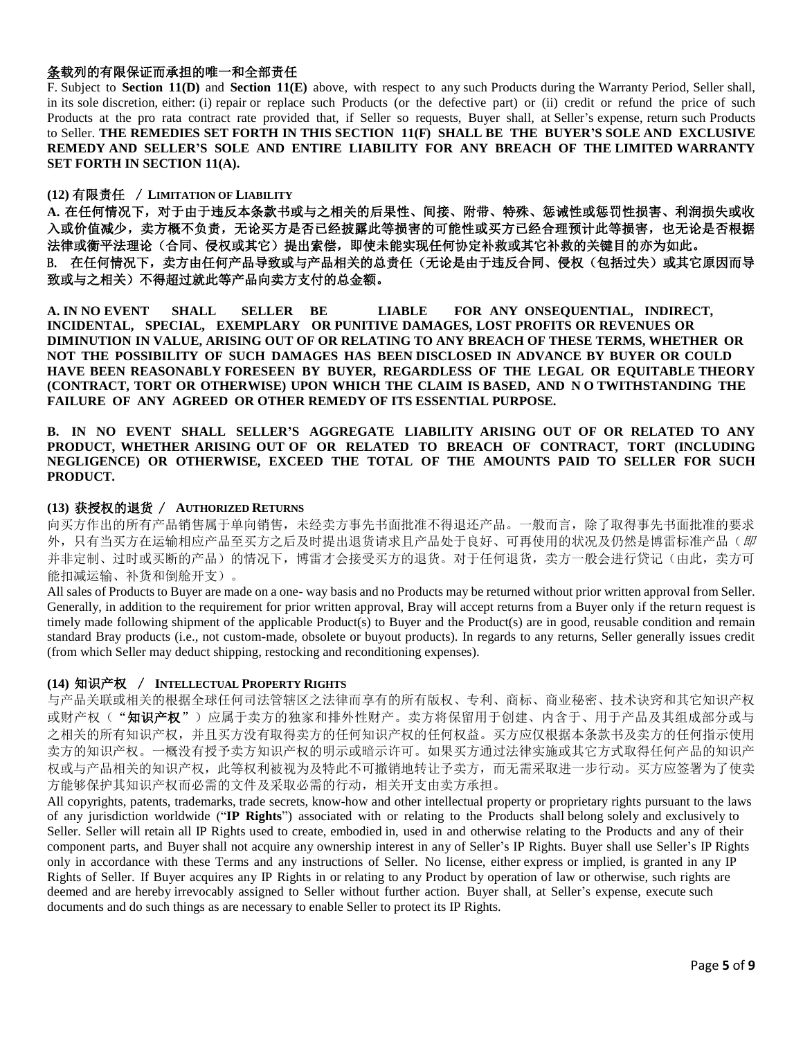**条载列的有限保证而承担的唯一和全部责任**

F. Subject to **Section 11(D)** and **Section 11(E)** above, with respect to any such Products during the Warranty Period, Seller shall, in its sole discretion, either: (i) repair or replace such Products (or the defective part) or (ii) credit or refund the price of such Products at the pro rata contract rate provided that, if Seller so requests, Buyer shall, at Seller's expense, return such Products to Seller. **THE REMEDIES SET FORTH IN THIS SECTION 11(F) SHALL BE THE BUYER'S SOLE AND EXCLUSIVE REMEDY AND SELLER'S SOLE AND ENTIRE LIABILITY FOR ANY BREACH OF THE LIMITED WARRANTY SET FORTH IN SECTION 11(A).**

## (12) 有限责任 / LIMITATION OF LIABILITY

**A. 在任何情况下，对于由于违反本条款书或与之相关的后果性、间接、附带、特殊、惩诫性或惩罚性损害、利润损失或收入或价值减少，卖方概不负责，无论买方是否已经披露此等损害的可能性或买方已经合理预计此等损害，也无论是否根据法律或衡平法理论（合同、侵权或其它）提出索偿，即使未能实现任何协定补救或其它补救的关键目的亦为如此。**

**B. 在任何情况下，卖方由任何产品导致或与产品相关的总责任（无论是由于违反合同、侵权（包括过失）或其它原因而导致或与之相关）不得超过就此等产品向卖方支付的总金额。**

**A. IN NO EVENT SHALL SELLER BE LIABLE FOR ANY ONSEQUENTIAL, INDIRECT, INCIDENTAL, SPECIAL, EXEMPLARY OR PUNITIVE DAMAGES, LOST PROFITS OR REVENUES OR DIMINUTION IN VALUE, ARISING OUT OF OR RELATING TO ANY BREACH OF THESE TERMS, WHETHER OR NOT THE POSSIBILITY OF SUCH DAMAGES HAS BEEN DISCLOSED IN ADVANCE BY BUYER OR COULD HAVE BEEN REASONABLY FORESEEN BY BUYER, REGARDLESS OF THE LEGAL OR EQUITABLE THEORY (CONTRACT, TORT OR OTHERWISE) UPON WHICH THE CLAIM IS BASED, AND N O TWITHSTANDING THE FAILURE OF ANY AGREED OR OTHER REMEDY OF ITS ESSENTIAL PURPOSE.**

**B. IN NO EVENT SHALL SELLER'S AGGREGATE LIABILITY ARISING OUT OF OR RELATED TO ANY PRODUCT, WHETHER ARISING OUT OF OR RELATED TO BREACH OF CONTRACT, TORT (INCLUDING NEGLIGENCE) OR OTHERWISE, EXCEED THE TOTAL OF THE AMOUNTS PAID TO SELLER FOR SUCH PRODUCT.**

## (13) 获授权的退货 / AUTHORIZED RETURNS

向买方作出的所有产品销售属于单向销售，未经卖方事先书面批准不得退还产品。一般而言，除了取得事先书面批准的要求外，只有当买方在运输相应产品至买方之后及时提出退货请求且产品处于良好、可再使用的状况及仍然是博雷标准产品（*即*并非定制、过时或买断的产品）的情况下，博雷才会接受买方的退货。对于任何退货，卖方一般会进行贷记（由此，卖方可能扣减运输、补货和倒舱开支）。

All sales of Products to Buyer are made on a one- way basis and no Products may be returned without prior written approval from Seller. Generally, in addition to the requirement for prior written approval, Bray will accept returns from a Buyer only if the return request is timely made following shipment of the applicable Product(s) to Buyer and the Product(s) are in good, reusable condition and remain standard Bray products (i.e., not custom-made, obsolete or buyout products). In regards to any returns, Seller generally issues credit (from which Seller may deduct shipping, restocking and reconditioning expenses).

## (14) 知识产权 / INTELLECTUAL PROPERTY RIGHTS

与产品关联或相关的根据全球任何司法管辖区之法律而享有的所有版权、专利、商标、商业秘密、技术诀窍和其它知识产权或财产权（"**知识产权**"）应属于卖方的独家和排外性财产。卖方将保留用于创建、内含于、用于产品及其组成部分或与之相关的所有知识产权，并且买方没有取得卖方的任何知识产权的任何权益。买方应仅根据本条款书及卖方的任何指示使用卖方的知识产权。一概没有授予卖方知识产权的明示或暗示许可。如果买方通过法律实施或其它方式取得任何产品的知识产权或与产品相关的知识产权，此等权利被视为及特此不可撤销地转让予卖方，而无需采取进一步行动。买方应签署为了使卖方能够保护其知识产权而必需的文件及采取必需的行动，相关开支由卖方承担。

All copyrights, patents, trademarks, trade secrets, know-how and other intellectual property or proprietary rights pursuant to the laws of any jurisdiction worldwide ("**IP Rights**") associated with or relating to the Products shall belong solely and exclusively to Seller. Seller will retain all IP Rights used to create, embodied in, used in and otherwise relating to the Products and any of their component parts, and Buyer shall not acquire any ownership interest in any of Seller's IP Rights. Buyer shall use Seller's IP Rights only in accordance with these Terms and any instructions of Seller. No license, either express or implied, is granted in any IP Rights of Seller. If Buyer acquires any IP Rights in or relating to any Product by operation of law or otherwise, such rights are deemed and are hereby irrevocably assigned to Seller without further action. Buyer shall, at Seller's expense, execute such documents and do such things as are necessary to enable Seller to protect its IP Rights.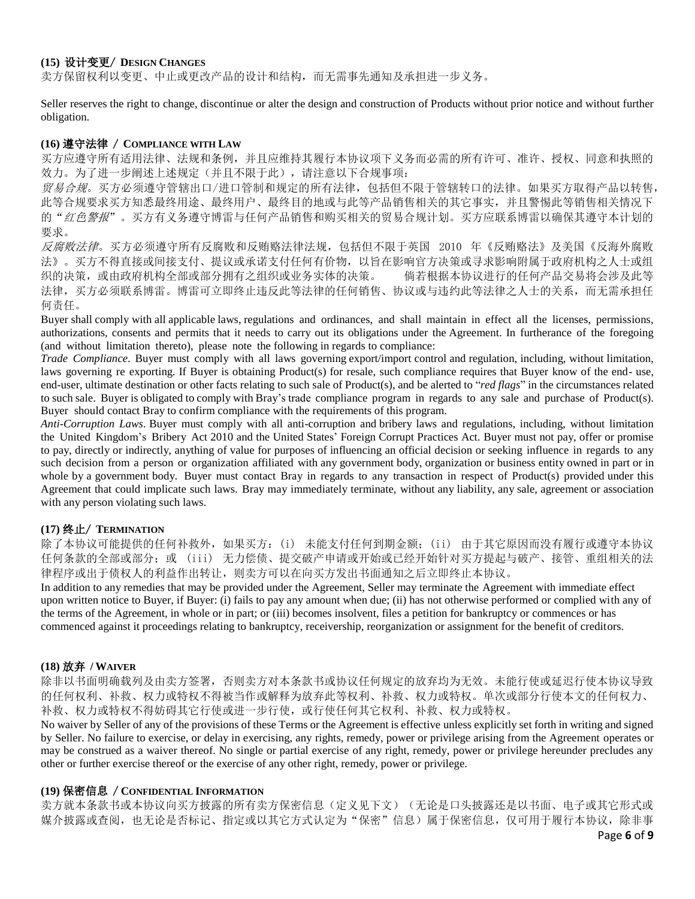**(15) 设计变更/ DESIGN CHANGES**

卖方保留权利以变更、中止或更改产品的设计和结构，而无需事先通知及承担进一步义务。

Seller reserves the right to change, discontinue or alter the design and construction of Products without prior notice and without further obligation.

**(16) 遵守法律 / COMPLIANCE WITH LAW**

买方应遵守所有适用法律、法规和条例，并且应维持其履行本协议项下义务而必需的所有许可、准许、授权、同意和执照的效力。为了进一步阐述上述规定（并且不限于此），请注意以下合规事项：

*贸易合规*。买方必须遵守管辖出口/进口管制和规定的所有法律，包括但不限于管辖转口的法律。如果买方取得产品以转售，此等合规要求买方知悉最终用途、最终用户、最终目的地或与此等产品销售相关的其它事实，并且警惕此等销售相关情况下的"*红色警报*"。买方有义务遵守博雷与任何产品销售和购买相关的贸易合规计划。买方应联系博雷以确保其遵守本计划的要求。

*反腐败法律*。买方必须遵守所有反腐败和反贿赂法律法规，包括但不限于英国 2010 年《反贿赂法》及美国《反海外腐败法》。买方不得直接或间接支付、提议或承诺支付任何有价物，以旨在影响官方决策或寻求影响附属于政府机构之人士或组织的决策，或由政府机构全部或部分拥有之组织或业务实体的决策。 倘若根据本协议进行的任何产品交易将会涉及此等法律，买方必须联系博雷。博雷可立即终止违反此等法律的任何销售、协议或与违约此等法律之人士的关系，而无需承担任何责任。

Buyer shall comply with all applicable laws, regulations and ordinances, and shall maintain in effect all the licenses, permissions, authorizations, consents and permits that it needs to carry out its obligations under the Agreement. In furtherance of the foregoing (and without limitation thereto), please note the following in regards to compliance:

*Trade Compliance*. Buyer must comply with all laws governing export/import control and regulation, including, without limitation, laws governing re exporting. If Buyer is obtaining Product(s) for resale, such compliance requires that Buyer know of the end- use, end-user, ultimate destination or other facts relating to such sale of Product(s), and be alerted to "*red flags*" in the circumstances related to such sale. Buyer is obligated to comply with Bray's trade compliance program in regards to any sale and purchase of Product(s). Buyer should contact Bray to confirm compliance with the requirements of this program.

*Anti-Corruption Laws*. Buyer must comply with all anti-corruption and bribery laws and regulations, including, without limitation the United Kingdom's Bribery Act 2010 and the United States' Foreign Corrupt Practices Act. Buyer must not pay, offer or promise to pay, directly or indirectly, anything of value for purposes of influencing an official decision or seeking influence in regards to any such decision from a person or organization affiliated with any government body, organization or business entity owned in part or in whole by a government body. Buyer must contact Bray in regards to any transaction in respect of Product(s) provided under this Agreement that could implicate such laws. Bray may immediately terminate, without any liability, any sale, agreement or association with any person violating such laws.

**(17) 终止/ TERMINATION**

除了本协议可能提供的任何补救外，如果买方：(i) 未能支付任何到期金额；(ii) 由于其它原因而没有履行或遵守本协议任何条款的全部或部分；或 (iii) 无力偿债、提交破产申请或开始或已经开始针对买方提起与破产、接管、重组相关的法律程序或出于债权人的利益作出转让，则卖方可以在向买方发出书面通知之后立即终止本协议。

In addition to any remedies that may be provided under the Agreement, Seller may terminate the Agreement with immediate effect upon written notice to Buyer, if Buyer: (i) fails to pay any amount when due; (ii) has not otherwise performed or complied with any of the terms of the Agreement, in whole or in part; or (iii) becomes insolvent, files a petition for bankruptcy or commences or has commenced against it proceedings relating to bankruptcy, receivership, reorganization or assignment for the benefit of creditors.

**(18) 放弃 / WAIVER**

除非以书面明确载列及由卖方签署，否则卖方对本条款书或协议任何规定的放弃均为无效。未能行使或延迟行使本协议导致的任何权利、补救、权力或特权不得被当作或解释为放弃此等权利、补救、权力或特权。单次或部分行使本文的任何权力、补救、权力或特权不得妨碍其它行使或进一步行使，或行使任何其它权利、补救、权力或特权。

No waiver by Seller of any of the provisions of these Terms or the Agreement is effective unless explicitly set forth in writing and signed by Seller. No failure to exercise, or delay in exercising, any rights, remedy, power or privilege arising from the Agreement operates or may be construed as a waiver thereof. No single or partial exercise of any right, remedy, power or privilege hereunder precludes any other or further exercise thereof or the exercise of any other right, remedy, power or privilege.

**(19) 保密信息 / CONFIDENTIAL INFORMATION**

卖方就本条款书或本协议向买方披露的所有卖方保密信息（定义见下文）（无论是口头披露还是以书面、电子或其它形式或媒介披露或查阅，也无论是否标记、指定或以其它方式认定为"保密"信息）属于保密信息，仅可用于履行本协议，除非事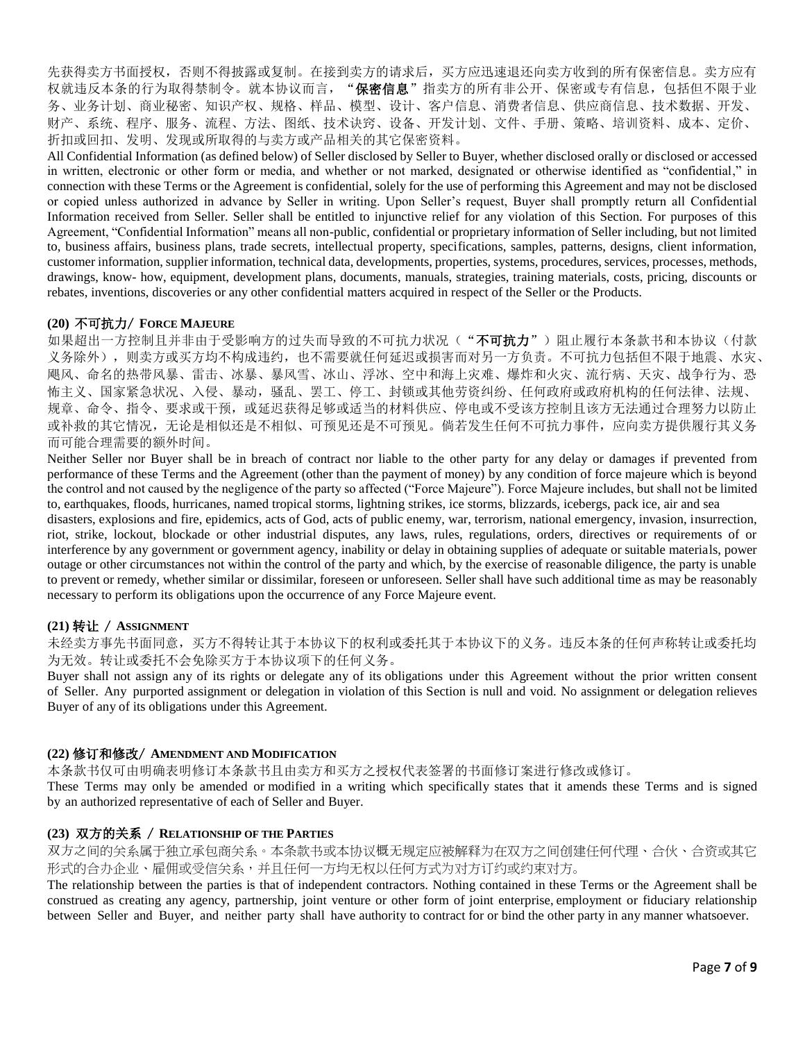先获得卖方书面授权，否则不得披露或复制。在接到卖方的请求后，买方应迅速退还向卖方收到的所有保密信息。卖方应有权就违反本条的行为取得禁制令。就本协议而言，“**保密信息**”指卖方的所有非公开、保密或专有信息，包括但不限于业务、业务计划、商业秘密、知识产权、规格、样品、模型、设计、客户信息、消费者信息、供应商信息、技术数据、开发、财产、系统、程序、服务、流程、方法、图纸、技术诀窍、设备、开发计划、文件、手册、策略、培训资料、成本、定价、折扣或回扣、发明、发现或所取得的与卖方或产品相关的其它保密资料。

All Confidential Information (as defined below) of Seller disclosed by Seller to Buyer, whether disclosed orally or disclosed or accessed in written, electronic or other form or media, and whether or not marked, designated or otherwise identified as "confidential," in connection with these Terms or the Agreement is confidential, solely for the use of performing this Agreement and may not be disclosed or copied unless authorized in advance by Seller in writing. Upon Seller's request, Buyer shall promptly return all Confidential Information received from Seller. Seller shall be entitled to injunctive relief for any violation of this Section. For purposes of this Agreement, "Confidential Information" means all non-public, confidential or proprietary information of Seller including, but not limited to, business affairs, business plans, trade secrets, intellectual property, specifications, samples, patterns, designs, client information, customer information, supplier information, technical data, developments, properties, systems, procedures, services, processes, methods, drawings, know- how, equipment, development plans, documents, manuals, strategies, training materials, costs, pricing, discounts or rebates, inventions, discoveries or any other confidential matters acquired in respect of the Seller or the Products.

**(20) 不可抗力/ FORCE MAJEURE**

如果超出一方控制且并非由于受影响方的过失而导致的不可抗力状况（“**不可抗力**”）阻止履行本条款书和本协议（付款义务除外），则卖方或买方均不构成违约，也不需要就任何延迟或损害而对另一方负责。不可抗力包括但不限于地震、水灾、飓风、命名的热带风暴、雷击、冰暴、暴风雪、冰山、浮冰、空中和海上灾难、爆炸和火灾、流行病、天灾、战争行为、恐怖主义、国家紧急状况、入侵、暴动，骚乱、罢工、停工、封锁或其他劳资纠纷、任何政府或政府机构的任何法律、法规、规章、命令、指令、要求或干预，或延迟获得足够或适当的材料供应、停电或不受该方控制且该方无法通过合理努力以防止或补救的其它情况，无论是相似还是不相似、可预见还是不可预见。倘若发生任何不可抗力事件，应向卖方提供履行其义务而可能合理需要的额外时间。

Neither Seller nor Buyer shall be in breach of contract nor liable to the other party for any delay or damages if prevented from performance of these Terms and the Agreement (other than the payment of money) by any condition of force majeure which is beyond the control and not caused by the negligence of the party so affected ("Force Majeure"). Force Majeure includes, but shall not be limited to, earthquakes, floods, hurricanes, named tropical storms, lightning strikes, ice storms, blizzards, icebergs, pack ice, air and sea disasters, explosions and fire, epidemics, acts of God, acts of public enemy, war, terrorism, national emergency, invasion, insurrection, riot, strike, lockout, blockade or other industrial disputes, any laws, rules, regulations, orders, directives or requirements of or interference by any government or government agency, inability or delay in obtaining supplies of adequate or suitable materials, power outage or other circumstances not within the control of the party and which, by the exercise of reasonable diligence, the party is unable to prevent or remedy, whether similar or dissimilar, foreseen or unforeseen. Seller shall have such additional time as may be reasonably necessary to perform its obligations upon the occurrence of any Force Majeure event.

**(21) 转让 / ASSIGNMENT**

未经卖方事先书面同意，买方不得转让其于本协议下的权利或委托其于本协议下的义务。违反本条的任何声称转让或委托均为无效。转让或委托不会免除买方于本协议项下的任何义务。

Buyer shall not assign any of its rights or delegate any of its obligations under this Agreement without the prior written consent of Seller. Any purported assignment or delegation in violation of this Section is null and void. No assignment or delegation relieves Buyer of any of its obligations under this Agreement.

**(22) 修订和修改/ AMENDMENT AND MODIFICATION**

本条款书仅可由明确表明修订本条款书且由卖方和买方之授权代表签署的书面修订案进行修改或修订。

These Terms may only be amended or modified in a writing which specifically states that it amends these Terms and is signed by an authorized representative of each of Seller and Buyer.

**(23) 双方的关系 / RELATIONSHIP OF THE PARTIES**

双方之间的关系属于独立承包商关系。本条款书或本协议概无规定应被解释为在双方之间创建任何代理、合伙、合资或其它形式的合办企业、雇佣或受信关系，并且任何一方均无权以任何方式为对方订约或约束对方。

The relationship between the parties is that of independent contractors. Nothing contained in these Terms or the Agreement shall be construed as creating any agency, partnership, joint venture or other form of joint enterprise, employment or fiduciary relationship between Seller and Buyer, and neither party shall have authority to contract for or bind the other party in any manner whatsoever.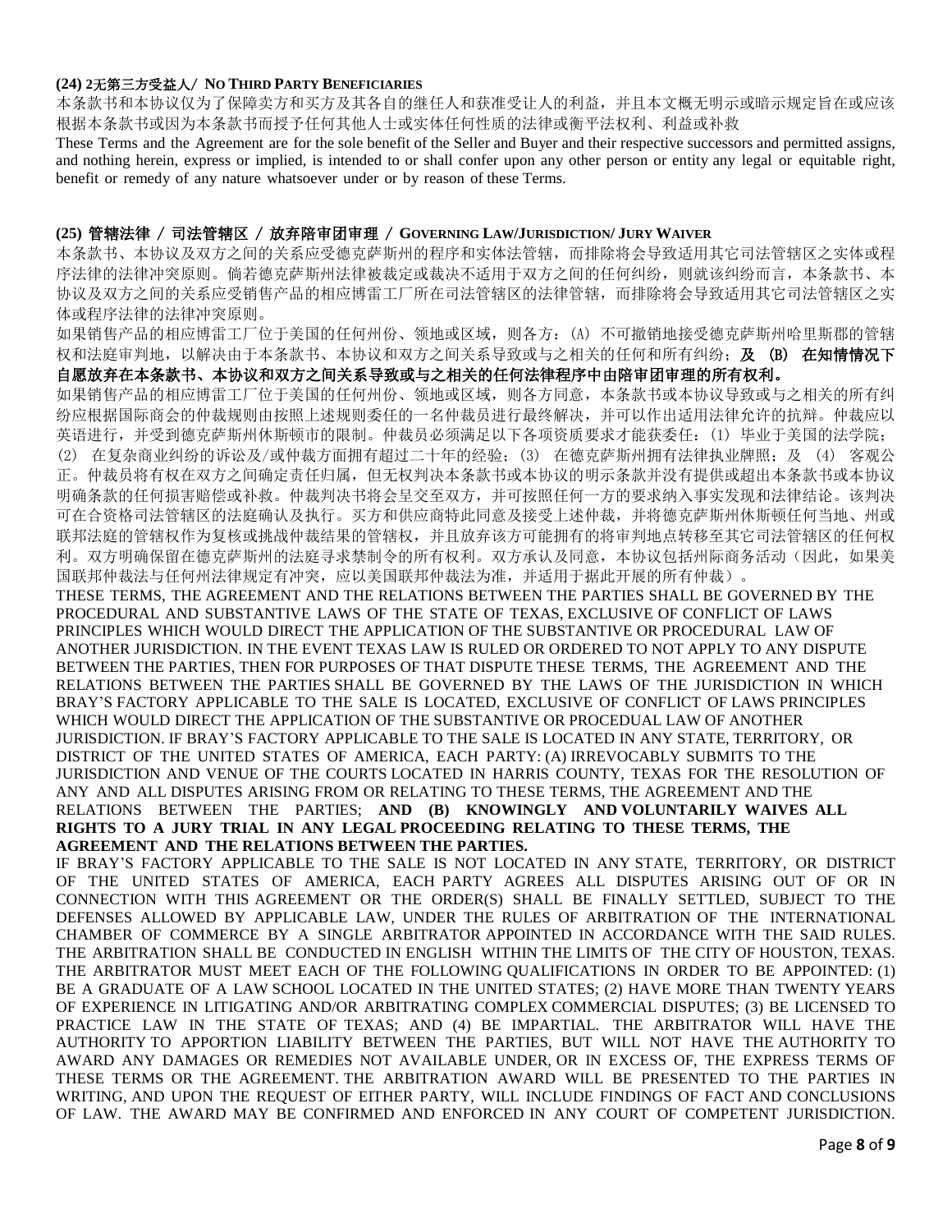**(24) 2无第三方受益人/ NO THIRD PARTY BENEFICIARIES**

本条款书和本协议仅为了保障卖方和买方及其各自的继任人和获准受让人的利益，并且本文概无明示或暗示规定旨在或应该根据本条款书或因为本条款书而授予任何其他人士或实体任何性质的法律或衡平法权利、利益或补救

These Terms and the Agreement are for the sole benefit of the Seller and Buyer and their respective successors and permitted assigns, and nothing herein, express or implied, is intended to or shall confer upon any other person or entity any legal or equitable right, benefit or remedy of any nature whatsoever under or by reason of these Terms.

**(25) 管辖法律 / 司法管辖区 / 放弃陪审团审理 / GOVERNING LAW/JURISDICTION/ JURY WAIVER**

本条款书、本协议及双方之间的关系应受德克萨斯州的程序和实体法管辖，而排除将会导致适用其它司法管辖区之实体或程序法律的法律冲突原则。倘若德克萨斯州法律被裁定或裁决不适用于双方之间的任何纠纷，则就该纠纷而言，本条款书、本协议及双方之间的关系应受销售产品的相应博雷工厂所在司法管辖区的法律管辖，而排除将会导致适用其它司法管辖区之实体或程序法律的法律冲突原则。

如果销售产品的相应博雷工厂位于美国的任何州份、领地或区域，则各方：(A) 不可撤销地接受德克萨斯州哈里斯郡的管辖权和法庭审判地，以解决由于本条款书、本协议和双方之间关系导致或与之相关的任何和所有纠纷；**及 (B) 在知情情况下自愿放弃在本条款书、本协议和双方之间关系导致或与之相关的任何法律程序中由陪审团审理的所有权利。**

如果销售产品的相应博雷工厂位于美国的任何州份、领地或区域，则各方同意，本条款书或本协议导致或与之相关的所有纠纷应根据国际商会的仲裁规则由按照上述规则委任的一名仲裁员进行最终解决，并可以作出适用法律允许的抗辩。仲裁应以英语进行，并受到德克萨斯州休斯顿市的限制。仲裁员必须满足以下各项资质要求才能获委任：(1) 毕业于美国的法学院；(2) 在复杂商业纠纷的诉讼及/或仲裁方面拥有超过二十年的经验；(3) 在德克萨斯州拥有法律执业牌照；及 (4) 客观公正。仲裁员将有权在双方之间确定责任归属，但无权判决本条款书或本协议的明示条款并没有提供或超出本条款书或本协议明确条款的任何损害赔偿或补救。仲裁判决书将会呈交至双方，并可按照任何一方的要求纳入事实发现和法律结论。该判决可在合资格司法管辖区的法庭确认及执行。买方和供应商特此同意及接受上述仲裁，并将德克萨斯州休斯顿任何当地、州或联邦法庭的管辖权作为复核或挑战仲裁结果的管辖权，并且放弃该方可能拥有的将审判地点转移至其它司法管辖区的任何权利。双方明确保留在德克萨斯州的法庭寻求禁制令的所有权利。双方承认及同意，本协议包括州际商务活动（因此，如果美国联邦仲裁法与任何州法律规定有冲突，应以美国联邦仲裁法为准，并适用于据此开展的所有仲裁）。

THESE TERMS, THE AGREEMENT AND THE RELATIONS BETWEEN THE PARTIES SHALL BE GOVERNED BY THE PROCEDURAL AND SUBSTANTIVE LAWS OF THE STATE OF TEXAS, EXCLUSIVE OF CONFLICT OF LAWS PRINCIPLES WHICH WOULD DIRECT THE APPLICATION OF THE SUBSTANTIVE OR PROCEDURAL LAW OF ANOTHER JURISDICTION. IN THE EVENT TEXAS LAW IS RULED OR ORDERED TO NOT APPLY TO ANY DISPUTE BETWEEN THE PARTIES, THEN FOR PURPOSES OF THAT DISPUTE THESE TERMS, THE AGREEMENT AND THE RELATIONS BETWEEN THE PARTIES SHALL BE GOVERNED BY THE LAWS OF THE JURISDICTION IN WHICH BRAY'S FACTORY APPLICABLE TO THE SALE IS LOCATED, EXCLUSIVE OF CONFLICT OF LAWS PRINCIPLES WHICH WOULD DIRECT THE APPLICATION OF THE SUBSTANTIVE OR PROCEDURAL LAW OF ANOTHER JURISDICTION. IF BRAY'S FACTORY APPLICABLE TO THE SALE IS LOCATED IN ANY STATE, TERRITORY, OR DISTRICT OF THE UNITED STATES OF AMERICA, EACH PARTY: (A) IRREVOCABLY SUBMITS TO THE JURISDICTION AND VENUE OF THE COURTS LOCATED IN HARRIS COUNTY, TEXAS FOR THE RESOLUTION OF ANY AND ALL DISPUTES ARISING FROM OR RELATING TO THESE TERMS, THE AGREEMENT AND THE RELATIONS BETWEEN THE PARTIES; **AND (B) KNOWINGLY AND VOLUNTARILY WAIVES ALL RIGHTS TO A JURY TRIAL IN ANY LEGAL PROCEEDING RELATING TO THESE TERMS, THE AGREEMENT AND THE RELATIONS BETWEEN THE PARTIES.**

IF BRAY'S FACTORY APPLICABLE TO THE SALE IS NOT LOCATED IN ANY STATE, TERRITORY, OR DISTRICT OF THE UNITED STATES OF AMERICA, EACH PARTY AGREES ALL DISPUTES ARISING OUT OF OR IN CONNECTION WITH THIS AGREEMENT OR THE ORDER(S) SHALL BE FINALLY SETTLED, SUBJECT TO THE DEFENSES ALLOWED BY APPLICABLE LAW, UNDER THE RULES OF ARBITRATION OF THE INTERNATIONAL CHAMBER OF COMMERCE BY A SINGLE ARBITRATOR APPOINTED IN ACCORDANCE WITH THE SAID RULES. THE ARBITRATION SHALL BE CONDUCTED IN ENGLISH WITHIN THE LIMITS OF THE CITY OF HOUSTON, TEXAS. THE ARBITRATOR MUST MEET EACH OF THE FOLLOWING QUALIFICATIONS IN ORDER TO BE APPOINTED: (1) BE A GRADUATE OF A LAW SCHOOL LOCATED IN THE UNITED STATES; (2) HAVE MORE THAN TWENTY YEARS OF EXPERIENCE IN LITIGATING AND/OR ARBITRATING COMPLEX COMMERCIAL DISPUTES; (3) BE LICENSED TO PRACTICE LAW IN THE STATE OF TEXAS; AND (4) BE IMPARTIAL. THE ARBITRATOR WILL HAVE THE AUTHORITY TO APPORTION LIABILITY BETWEEN THE PARTIES, BUT WILL NOT HAVE THE AUTHORITY TO AWARD ANY DAMAGES OR REMEDIES NOT AVAILABLE UNDER, OR IN EXCESS OF, THE EXPRESS TERMS OF THESE TERMS OR THE AGREEMENT. THE ARBITRATION AWARD WILL BE PRESENTED TO THE PARTIES IN WRITING, AND UPON THE REQUEST OF EITHER PARTY, WILL INCLUDE FINDINGS OF FACT AND CONCLUSIONS OF LAW. THE AWARD MAY BE CONFIRMED AND ENFORCED IN ANY COURT OF COMPETENT JURISDICTION.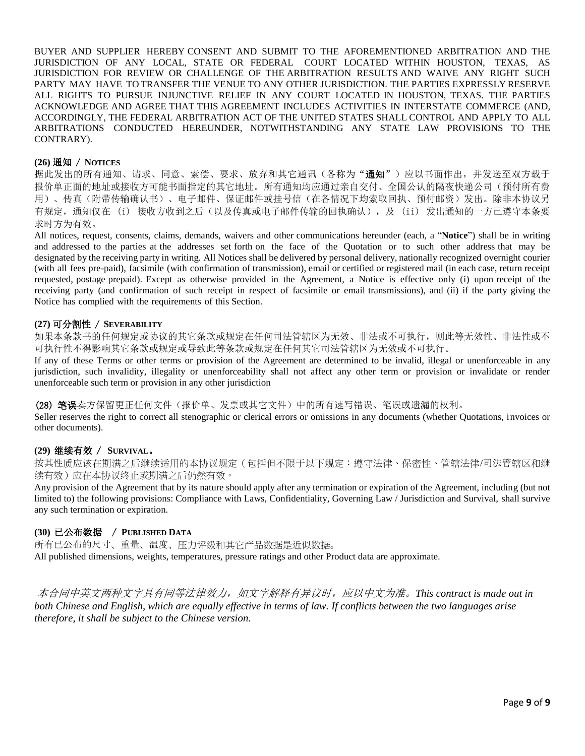BUYER AND SUPPLIER HEREBY CONSENT AND SUBMIT TO THE AFOREMENTIONED ARBITRATION AND THE JURISDICTION OF ANY LOCAL, STATE OR FEDERAL COURT LOCATED WITHIN HOUSTON, TEXAS, AS JURISDICTION FOR REVIEW OR CHALLENGE OF THE ARBITRATION RESULTS AND WAIVE ANY RIGHT SUCH PARTY MAY HAVE TO TRANSFER THE VENUE TO ANY OTHER JURISDICTION. THE PARTIES EXPRESSLY RESERVE ALL RIGHTS TO PURSUE INJUNCTIVE RELIEF IN ANY COURT LOCATED IN HOUSTON, TEXAS. THE PARTIES ACKNOWLEDGE AND AGREE THAT THIS AGREEMENT INCLUDES ACTIVITIES IN INTERSTATE COMMERCE (AND, ACCORDINGLY, THE FEDERAL ARBITRATION ACT OF THE UNITED STATES SHALL CONTROL AND APPLY TO ALL ARBITRATIONS CONDUCTED HEREUNDER, NOTWITHSTANDING ANY STATE LAW PROVISIONS TO THE CONTRARY).

**(26) 通知 / NOTICES**

据此发出的所有通知、请求、同意、索偿、要求、放弃和其它通讯（各称为"**通知**"）应以书面作出，并发送至双方载于报价单正面的地址或接收方可能书面指定的其它地址。所有通知均应通过亲自交付、全国公认的隔夜快递公司（预付所有费用）、传真（附带传输确认书）、电子邮件、保证邮件或挂号信（在各情况下均索取回执、预付邮资）发出。除非本协议另有规定，通知仅在（i）接收方收到之后（以及传真或电子邮件传输的回执确认），及（ii）发出通知的一方已遵守本条要求时方为有效。

All notices, request, consents, claims, demands, waivers and other communications hereunder (each, a "**Notice**") shall be in writing and addressed to the parties at the addresses set forth on the face of the Quotation or to such other address that may be designated by the receiving party in writing. All Notices shall be delivered by personal delivery, nationally recognized overnight courier (with all fees pre-paid), facsimile (with confirmation of transmission), email or certified or registered mail (in each case, return receipt requested, postage prepaid). Except as otherwise provided in the Agreement, a Notice is effective only (i) upon receipt of the receiving party (and confirmation of such receipt in respect of facsimile or email transmissions), and (ii) if the party giving the Notice has complied with the requirements of this Section.

**(27) 可分割性 / SEVERABILITY**

如果本条款书的任何规定或协议的其它条款或规定在任何司法管辖区为无效、非法或不可执行，则此等无效性、非法性或不可执行性不得影响其它条款或规定或导致此等条款或规定在任何其它司法管辖区为无效或不可执行。

If any of these Terms or other terms or provision of the Agreement are determined to be invalid, illegal or unenforceable in any jurisdiction, such invalidity, illegality or unenforceability shall not affect any other term or provision or invalidate or render unenforceable such term or provision in any other jurisdiction

**(28) 笔误**卖方保留更正任何文件（报价单、发票或其它文件）中的所有速写错误、笔误或遗漏的权利。

Seller reserves the right to correct all stenographic or clerical errors or omissions in any documents (whether Quotations, invoices or other documents).

**(29) 继续有效 / SURVIVAL。**

按其性质应该在期满之后继续适用的本协议规定（包括但不限于以下规定：遵守法律、保密性、管辖法律/司法管辖区和继续有效）应在本协议终止或期满之后仍然有效。

Any provision of the Agreement that by its nature should apply after any termination or expiration of the Agreement, including (but not limited to) the following provisions: Compliance with Laws, Confidentiality, Governing Law / Jurisdiction and Survival, shall survive any such termination or expiration.

**(30) 已公布数据 / PUBLISHED DATA**

所有已公布的尺寸、重量、温度、压力评级和其它产品数据是近似数据。

All published dimensions, weights, temperatures, pressure ratings and other Product data are approximate.

*本合同中英文两种文字具有同等法律效力，如文字解释有异议时，应以中文为准。This contract is made out in both Chinese and English, which are equally effective in terms of law. If conflicts between the two languages arise therefore, it shall be subject to the Chinese version.*